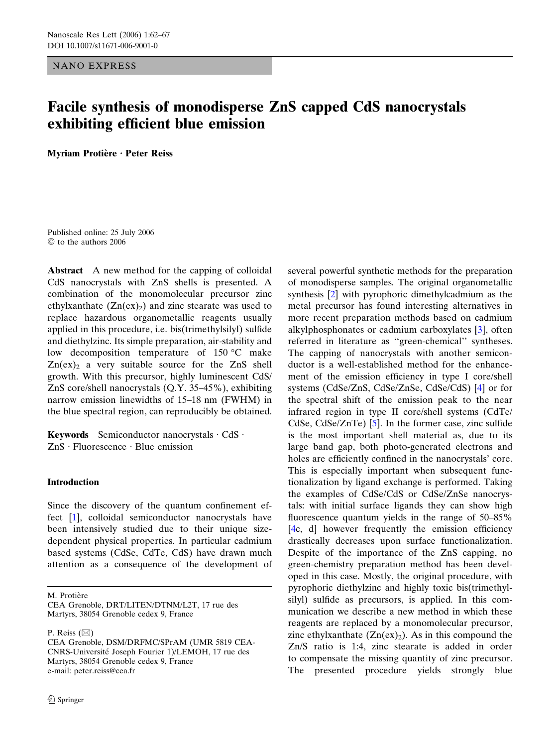NANO EXPRESS

# Facile synthesis of monodisperse ZnS capped CdS nanocrystals exhibiting efficient blue emission

**Myriam Protière · Peter Reiss**

Published online: 25 July 2006
© to the authors 2006

**Abstract** A new method for the capping of colloidal CdS nanocrystals with ZnS shells is presented. A combination of the monomolecular precursor zinc ethylxanthate ($Zn(ex)_2$) and zinc stearate was used to replace hazardous organometallic reagents usually applied in this procedure, i.e. bis(trimethylsilyl) sulfide and diethylzinc. Its simple preparation, air-stability and low decomposition temperature of 150 °C make $Zn(ex)_2$ a very suitable source for the ZnS shell growth. With this precursor, highly luminescent CdS/ZnS core/shell nanocrystals (Q.Y. 35–45%), exhibiting narrow emission linewidths of 15–18 nm (FWHM) in the blue spectral region, can reproducibly be obtained.

**Keywords** Semiconductor nanocrystals · CdS · ZnS · Fluorescence · Blue emission

## Introduction

Since the discovery of the quantum confinement effect [1], colloidal semiconductor nanocrystals have been intensively studied due to their unique size-dependent physical properties. In particular cadmium based systems (CdSe, CdTe, CdS) have drawn much attention as a consequence of the development of several powerful synthetic methods for the preparation of monodisperse samples. The original organometallic synthesis [2] with pyrophoric dimethylcadmium as the metal precursor has found interesting alternatives in more recent preparation methods based on cadmium alkylphosphonates or cadmium carboxylates [3], often referred in literature as ''green-chemical'' syntheses. The capping of nanocrystals with another semiconductor is a well-established method for the enhancement of the emission efficiency in type I core/shell systems (CdSe/ZnS, CdSe/ZnSe, CdSe/CdS) [4] or for the spectral shift of the emission peak to the near infrared region in type II core/shell systems (CdTe/CdSe, CdSe/ZnTe) [5]. In the former case, zinc sulfide is the most important shell material as, due to its large band gap, both photo-generated electrons and holes are efficiently confined in the nanocrystals' core. This is especially important when subsequent functionalization by ligand exchange is performed. Taking the examples of CdSe/CdS or CdSe/ZnSe nanocrystals: with initial surface ligands they can show high fluorescence quantum yields in the range of 50–85% [4c, d] however frequently the emission efficiency drastically decreases upon surface functionalization. Despite of the importance of the ZnS capping, no green-chemistry preparation method has been developed in this case. Mostly, the original procedure, with pyrophoric diethylzinc and highly toxic bis(trimethylsilyl) sulfide as precursors, is applied. In this communication we describe a new method in which these reagents are replaced by a monomolecular precursor, zinc ethylxanthate ($Zn(ex)_2$). As in this compound the Zn/S ratio is 1:4, zinc stearate is added in order to compensate the missing quantity of zinc precursor. The presented procedure yields strongly blue

M. Protière
CEA Grenoble, DRT/LITEN/DTNM/L2T, 17 rue des Martyrs, 38054 Grenoble cedex 9, France

P. Reiss (✉)
CEA Grenoble, DSM/DRFMC/SPrAM (UMR 5819 CEA-CNRS-Université Joseph Fourier 1)/LEMOH, 17 rue des Martyrs, 38054 Grenoble cedex 9, France
e-mail: peter.reiss@cea.fr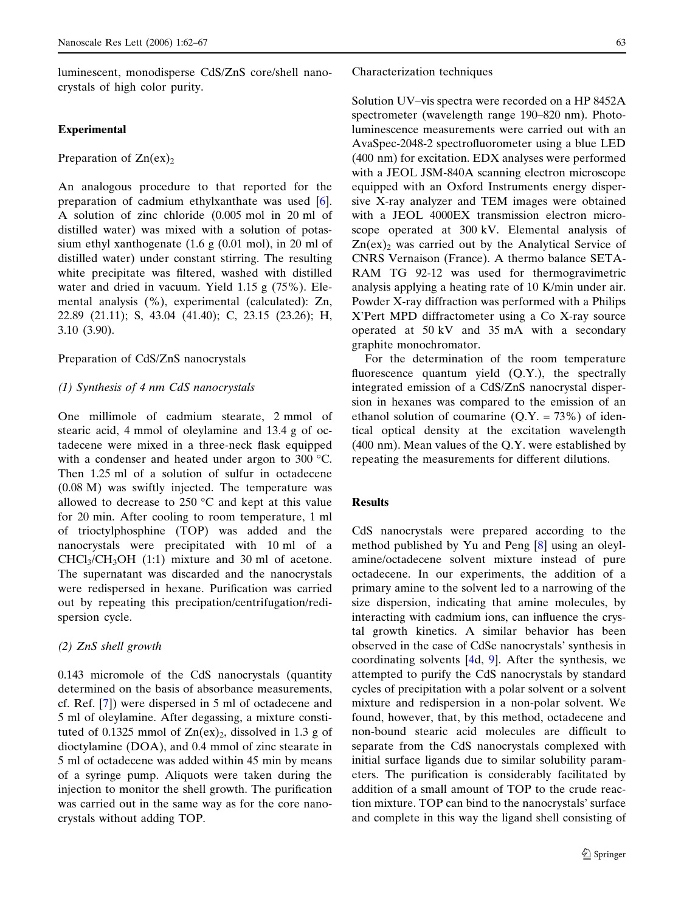luminescent, monodisperse CdS/ZnS core/shell nanocrystals of high color purity.

## Experimental

### Preparation of $Zn(ex)_2$

An analogous procedure to that reported for the preparation of cadmium ethylxanthate was used [6]. A solution of zinc chloride (0.005 mol in 20 ml of distilled water) was mixed with a solution of potassium ethyl xanthogenate (1.6 g (0.01 mol), in 20 ml of distilled water) under constant stirring. The resulting white precipitate was filtered, washed with distilled water and dried in vacuum. Yield 1.15 g (75%). Elemental analysis (%), experimental (calculated): Zn, 22.89 (21.11); S, 43.04 (41.40); C, 23.15 (23.26); H, 3.10 (3.90).

### Preparation of CdS/ZnS nanocrystals

*(1) Synthesis of 4 nm CdS nanocrystals*

One millimole of cadmium stearate, 2 mmol of stearic acid, 4 mmol of oleylamine and 13.4 g of octadecene were mixed in a three-neck flask equipped with a condenser and heated under argon to 300 °C. Then 1.25 ml of a solution of sulfur in octadecene (0.08 M) was swiftly injected. The temperature was allowed to decrease to 250 °C and kept at this value for 20 min. After cooling to room temperature, 1 ml of trioctylphosphine (TOP) was added and the nanocrystals were precipitated with 10 ml of a $CHCl_3/CH_3OH$ (1:1) mixture and 30 ml of acetone. The supernatant was discarded and the nanocrystals were redispersed in hexane. Purification was carried out by repeating this precipation/centrifugation/redispersion cycle.

*(2) ZnS shell growth*

0.143 micromole of the CdS nanocrystals (quantity determined on the basis of absorbance measurements, cf. Ref. [7]) were dispersed in 5 ml of octadecene and 5 ml of oleylamine. After degassing, a mixture constituted of 0.1325 mmol of $Zn(ex)_2$, dissolved in 1.3 g of dioctylamine (DOA), and 0.4 mmol of zinc stearate in 5 ml of octadecene was added within 45 min by means of a syringe pump. Aliquots were taken during the injection to monitor the shell growth. The purification was carried out in the same way as for the core nanocrystals without adding TOP.

### Characterization techniques

Solution UV–vis spectra were recorded on a HP 8452A spectrometer (wavelength range 190–820 nm). Photoluminescence measurements were carried out with an AvaSpec-2048-2 spectrofluorometer using a blue LED (400 nm) for excitation. EDX analyses were performed with a JEOL JSM-840A scanning electron microscope equipped with an Oxford Instruments energy dispersive X-ray analyzer and TEM images were obtained with a JEOL 4000EX transmission electron microscope operated at 300 kV. Elemental analysis of $Zn(ex)_2$ was carried out by the Analytical Service of CNRS Vernaison (France). A thermo balance SETARAM TG 92-12 was used for thermogravimetric analysis applying a heating rate of 10 K/min under air. Powder X-ray diffraction was performed with a Philips X'Pert MPD diffractometer using a Co X-ray source operated at 50 kV and 35 mA with a secondary graphite monochromator.

For the determination of the room temperature fluorescence quantum yield (Q.Y.), the spectrally integrated emission of a CdS/ZnS nanocrystal dispersion in hexanes was compared to the emission of an ethanol solution of coumarine (Q.Y. = 73%) of identical optical density at the excitation wavelength (400 nm). Mean values of the Q.Y. were established by repeating the measurements for different dilutions.

## Results

CdS nanocrystals were prepared according to the method published by Yu and Peng [8] using an oleylamine/octadecene solvent mixture instead of pure octadecene. In our experiments, the addition of a primary amine to the solvent led to a narrowing of the size dispersion, indicating that amine molecules, by interacting with cadmium ions, can influence the crystal growth kinetics. A similar behavior has been observed in the case of CdSe nanocrystals' synthesis in coordinating solvents [4d, 9]. After the synthesis, we attempted to purify the CdS nanocrystals by standard cycles of precipitation with a polar solvent or a solvent mixture and redispersion in a non-polar solvent. We found, however, that, by this method, octadecene and non-bound stearic acid molecules are difficult to separate from the CdS nanocrystals complexed with initial surface ligands due to similar solubility parameters. The purification is considerably facilitated by addition of a small amount of TOP to the crude reaction mixture. TOP can bind to the nanocrystals' surface and complete in this way the ligand shell consisting of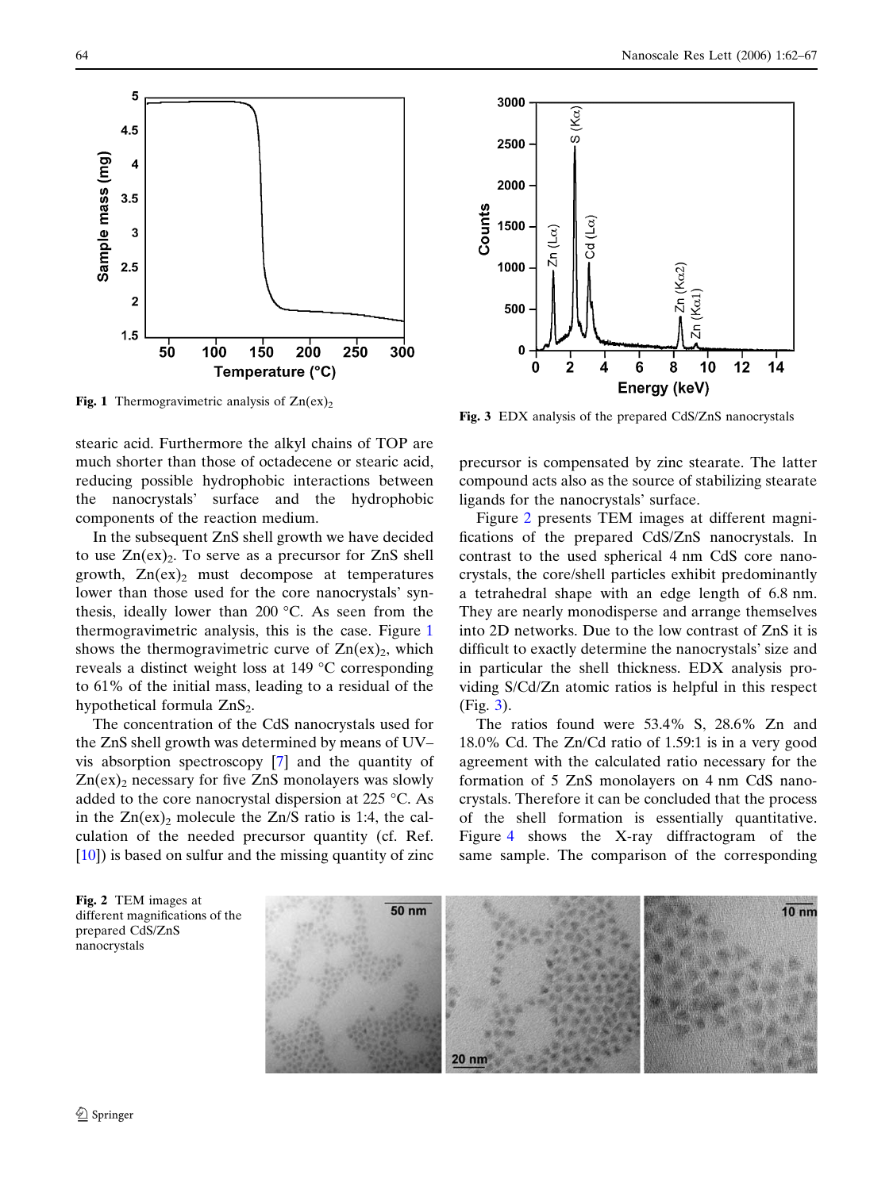Fig. 1 Thermogravimetric analysis of $Zn(ex)_2$

Fig. 3 EDX analysis of the prepared CdS/ZnS nanocrystals

stearic acid. Furthermore the alkyl chains of TOP are much shorter than those of octadecene or stearic acid, reducing possible hydrophobic interactions between the nanocrystals' surface and the hydrophobic components of the reaction medium.

In the subsequent ZnS shell growth we have decided to use $Zn(ex)_2$. To serve as a precursor for ZnS shell growth, $Zn(ex)_2$ must decompose at temperatures lower than those used for the core nanocrystals' synthesis, ideally lower than 200 °C. As seen from the thermogravimetric analysis, this is the case. Figure 1 shows the thermogravimetric curve of $Zn(ex)_2$, which reveals a distinct weight loss at 149 °C corresponding to 61% of the initial mass, leading to a residual of the hypothetical formula $ZnS_2$.

The concentration of the CdS nanocrystals used for the ZnS shell growth was determined by means of UV–vis absorption spectroscopy [7] and the quantity of $Zn(ex)_2$ necessary for five ZnS monolayers was slowly added to the core nanocrystal dispersion at 225 °C. As in the $Zn(ex)_2$ molecule the Zn/S ratio is 1:4, the calculation of the needed precursor quantity (cf. Ref. [10]) is based on sulfur and the missing quantity of zinc precursor is compensated by zinc stearate. The latter compound acts also as the source of stabilizing stearate ligands for the nanocrystals' surface.

Figure 2 presents TEM images at different magnifications of the prepared CdS/ZnS nanocrystals. In contrast to the used spherical 4 nm CdS core nanocrystals, the core/shell particles exhibit predominantly a tetrahedral shape with an edge length of 6.8 nm. They are nearly monodisperse and arrange themselves into 2D networks. Due to the low contrast of ZnS it is difficult to exactly determine the nanocrystals' size and in particular the shell thickness. EDX analysis providing S/Cd/Zn atomic ratios is helpful in this respect (Fig. 3).

The ratios found were 53.4% S, 28.6% Zn and 18.0% Cd. The Zn/Cd ratio of 1.59:1 is in a very good agreement with the calculated ratio necessary for the formation of 5 ZnS monolayers on 4 nm CdS nanocrystals. Therefore it can be concluded that the process of the shell formation is essentially quantitative. Figure 4 shows the X-ray diffractogram of the same sample. The comparison of the corresponding

Fig. 2 TEM images at different magnifications of the prepared CdS/ZnS nanocrystals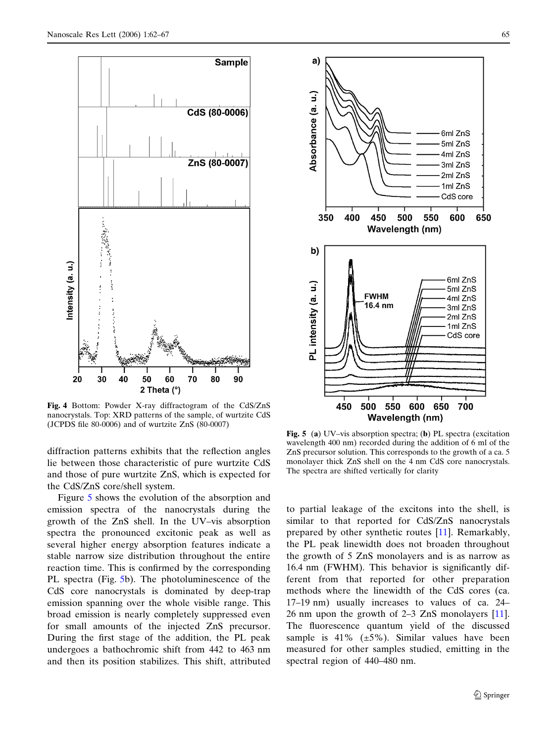Fig. 4 Bottom: Powder X-ray diffractogram of the CdS/ZnS nanocrystals. Top: XRD patterns of the sample, of wurtzite CdS (JCPDS file 80-0006) and of wurtzite ZnS (80-0007)

diffraction patterns exhibits that the reflection angles lie between those characteristic of pure wurtzite CdS and those of pure wurtzite ZnS, which is expected for the CdS/ZnS core/shell system.

Figure 5 shows the evolution of the absorption and emission spectra of the nanocrystals during the growth of the ZnS shell. In the UV–vis absorption spectra the pronounced excitonic peak as well as several higher energy absorption features indicate a stable narrow size distribution throughout the entire reaction time. This is confirmed by the corresponding PL spectra (Fig. 5b). The photoluminescence of the CdS core nanocrystals is dominated by deep-trap emission spanning over the whole visible range. This broad emission is nearly completely suppressed even for small amounts of the injected ZnS precursor. During the first stage of the addition, the PL peak undergoes a bathochromic shift from 442 to 463 nm and then its position stabilizes. This shift, attributed to partial leakage of the excitons into the shell, is similar to that reported for CdS/ZnS nanocrystals prepared by other synthetic routes [11]. Remarkably, the PL peak linewidth does not broaden throughout the growth of 5 ZnS monolayers and is as narrow as 16.4 nm (FWHM). This behavior is significantly different from that reported for other preparation methods where the linewidth of the CdS cores (ca. 17–19 nm) usually increases to values of ca. 24–26 nm upon the growth of 2–3 ZnS monolayers [11]. The fluorescence quantum yield of the discussed sample is 41% (±5%). Similar values have been measured for other samples studied, emitting in the spectral region of 440–480 nm.

Fig. 5 (a) UV–vis absorption spectra; (b) PL spectra (excitation wavelength 400 nm) recorded during the addition of 6 ml of the ZnS precursor solution. This corresponds to the growth of a ca. 5 monolayer thick ZnS shell on the 4 nm CdS core nanocrystals. The spectra are shifted vertically for clarity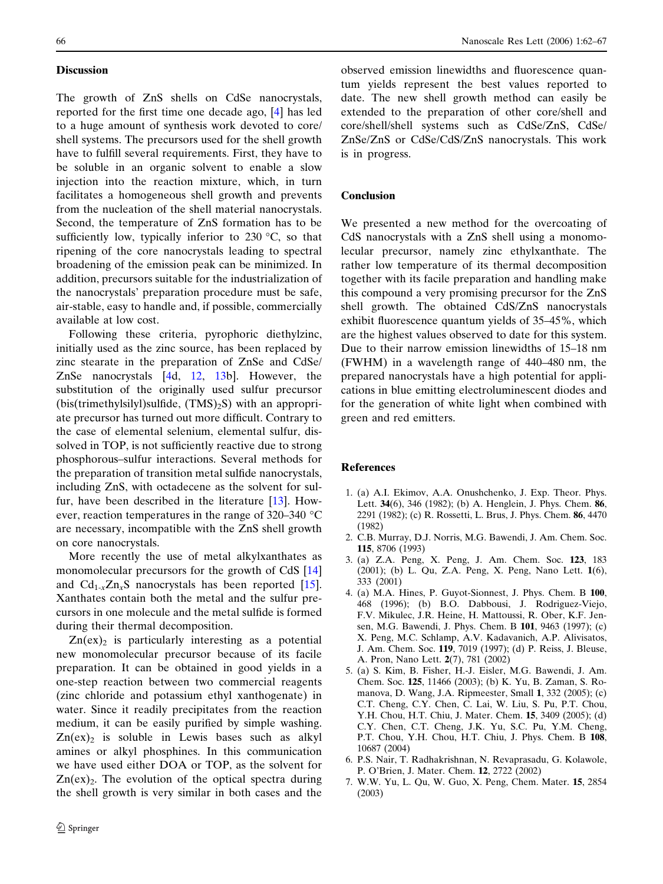## Discussion

The growth of ZnS shells on CdSe nanocrystals, reported for the first time one decade ago, [4] has led to a huge amount of synthesis work devoted to core/shell systems. The precursors used for the shell growth have to fulfill several requirements. First, they have to be soluble in an organic solvent to enable a slow injection into the reaction mixture, which, in turn facilitates a homogeneous shell growth and prevents from the nucleation of the shell material nanocrystals. Second, the temperature of ZnS formation has to be sufficiently low, typically inferior to 230 °C, so that ripening of the core nanocrystals leading to spectral broadening of the emission peak can be minimized. In addition, precursors suitable for the industrialization of the nanocrystals' preparation procedure must be safe, air-stable, easy to handle and, if possible, commercially available at low cost.

Following these criteria, pyrophoric diethylzinc, initially used as the zinc source, has been replaced by zinc stearate in the preparation of ZnSe and CdSe/ZnSe nanocrystals [4d, 12, 13b]. However, the substitution of the originally used sulfur precursor (bis(trimethylsilyl)sulfide, $(TMS)_2S$) with an appropriate precursor has turned out more difficult. Contrary to the case of elemental selenium, elemental sulfur, dissolved in TOP, is not sufficiently reactive due to strong phosphorous–sulfur interactions. Several methods for the preparation of transition metal sulfide nanocrystals, including ZnS, with octadecene as the solvent for sulfur, have been described in the literature [13]. However, reaction temperatures in the range of 320–340 °C are necessary, incompatible with the ZnS shell growth on core nanocrystals.

More recently the use of metal alkylxanthates as monomolecular precursors for the growth of CdS [14] and $Cd_{1-x}Zn_xS$ nanocrystals has been reported [15]. Xanthates contain both the metal and the sulfur precursors in one molecule and the metal sulfide is formed during their thermal decomposition.

$Zn(ex)_2$ is particularly interesting as a potential new monomolecular precursor because of its facile preparation. It can be obtained in good yields in a one-step reaction between two commercial reagents (zinc chloride and potassium ethyl xanthogenate) in water. Since it readily precipitates from the reaction medium, it can be easily purified by simple washing. $Zn(ex)_2$ is soluble in Lewis bases such as alkyl amines or alkyl phosphines. In this communication we have used either DOA or TOP, as the solvent for $Zn(ex)_2$. The evolution of the optical spectra during the shell growth is very similar in both cases and the observed emission linewidths and fluorescence quantum yields represent the best values reported to date. The new shell growth method can easily be extended to the preparation of other core/shell and core/shell/shell systems such as CdSe/ZnS, CdSe/ZnSe/ZnS or CdSe/CdS/ZnS nanocrystals. This work is in progress.

## Conclusion

We presented a new method for the overcoating of CdS nanocrystals with a ZnS shell using a monomolecular precursor, namely zinc ethylxanthate. The rather low temperature of its thermal decomposition together with its facile preparation and handling make this compound a very promising precursor for the ZnS shell growth. The obtained CdS/ZnS nanocrystals exhibit fluorescence quantum yields of 35–45%, which are the highest values observed to date for this system. Due to their narrow emission linewidths of 15–18 nm (FWHM) in a wavelength range of 440–480 nm, the prepared nanocrystals have a high potential for applications in blue emitting electroluminescent diodes and for the generation of white light when combined with green and red emitters.

## References

1. (a) A.I. Ekimov, A.A. Onushchenko, J. Exp. Theor. Phys. Lett. **34**(6), 346 (1982); (b) A. Henglein, J. Phys. Chem. **86**, 2291 (1982); (c) R. Rossetti, L. Brus, J. Phys. Chem. **86**, 4470 (1982)
2. C.B. Murray, D.J. Norris, M.G. Bawendi, J. Am. Chem. Soc. **115**, 8706 (1993)
3. (a) Z.A. Peng, X. Peng, J. Am. Chem. Soc. **123**, 183 (2001); (b) L. Qu, Z.A. Peng, X. Peng, Nano Lett. **1**(6), 333 (2001)
4. (a) M.A. Hines, P. Guyot-Sionnest, J. Phys. Chem. B **100**, 468 (1996); (b) B.O. Dabbousi, J. Rodriguez-Viejo, F.V. Mikulec, J.R. Heine, H. Mattoussi, R. Ober, K.F. Jensen, M.G. Bawendi, J. Phys. Chem. B **101**, 9463 (1997); (c) X. Peng, M.C. Schlamp, A.V. Kadavanich, A.P. Alivisatos, J. Am. Chem. Soc. **119**, 7019 (1997); (d) P. Reiss, J. Bleuse, A. Pron, Nano Lett. **2**(7), 781 (2002)
5. (a) S. Kim, B. Fisher, H.-J. Eisler, M.G. Bawendi, J. Am. Chem. Soc. **125**, 11466 (2003); (b) K. Yu, B. Zaman, S. Romanova, D. Wang, J.A. Ripmeester, Small **1**, 332 (2005); (c) C.T. Cheng, C.Y. Chen, C. Lai, W. Liu, S. Pu, P.T. Chou, Y.H. Chou, H.T. Chiu, J. Mater. Chem. **15**, 3409 (2005); (d) C.Y. Chen, C.T. Cheng, J.K. Yu, S.C. Pu, Y.M. Cheng, P.T. Chou, Y.H. Chou, H.T. Chiu, J. Phys. Chem. B **108**, 10687 (2004)
6. P.S. Nair, T. Radhakrishnan, N. Revaprasadu, G. Kolawole, P. O'Brien, J. Mater. Chem. **12**, 2722 (2002)
7. W.W. Yu, L. Qu, W. Guo, X. Peng, Chem. Mater. **15**, 2854 (2003)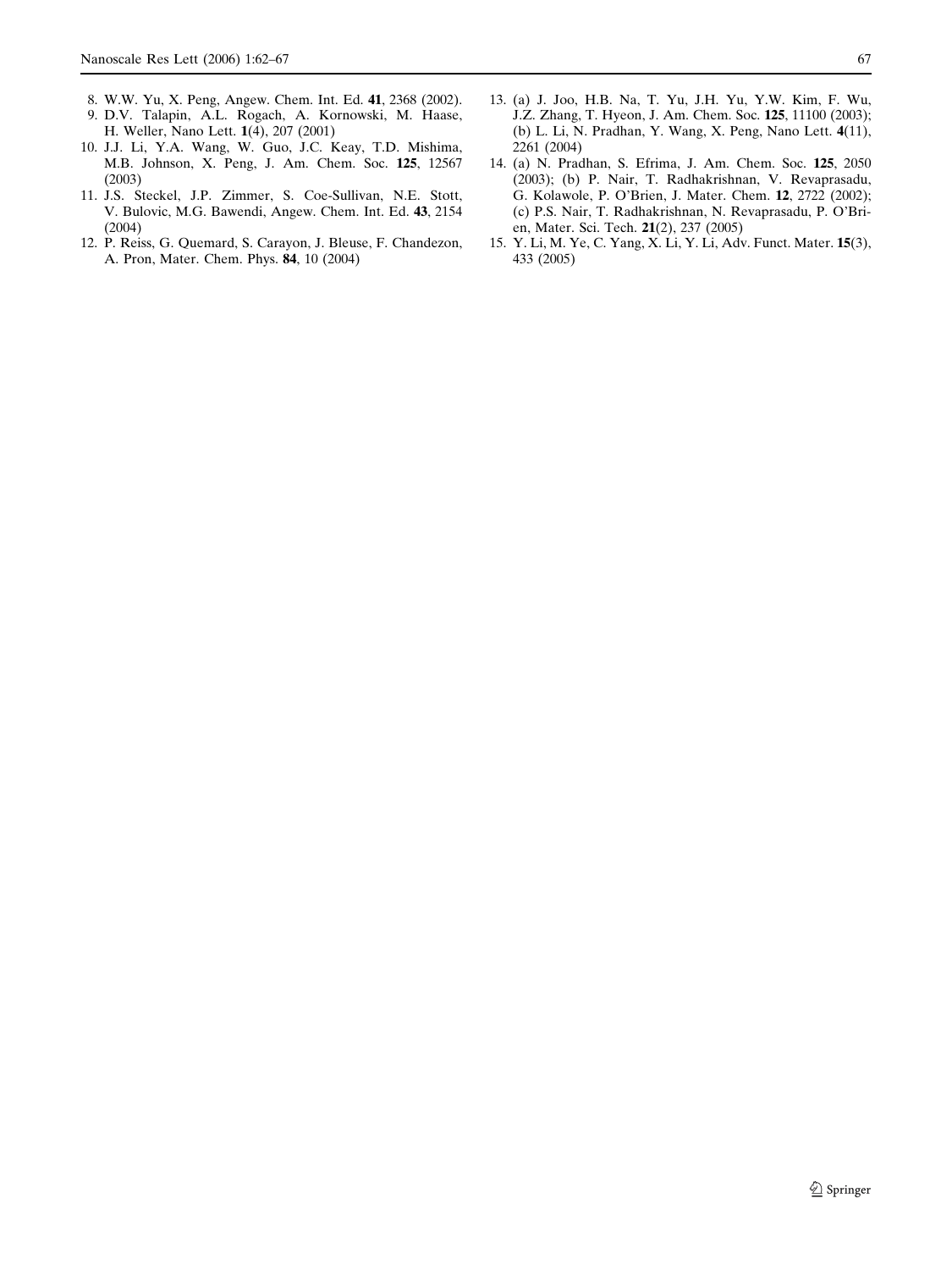8. W.W. Yu, X. Peng, Angew. Chem. Int. Ed. **41**, 2368 (2002).
9. D.V. Talapin, A.L. Rogach, A. Kornowski, M. Haase, H. Weller, Nano Lett. **1**(4), 207 (2001)
10. J.J. Li, Y.A. Wang, W. Guo, J.C. Keay, T.D. Mishima, M.B. Johnson, X. Peng, J. Am. Chem. Soc. **125**, 12567 (2003)
11. J.S. Steckel, J.P. Zimmer, S. Coe-Sullivan, N.E. Stott, V. Bulovic, M.G. Bawendi, Angew. Chem. Int. Ed. **43**, 2154 (2004)
12. P. Reiss, G. Quemard, S. Carayon, J. Bleuse, F. Chandezon, A. Pron, Mater. Chem. Phys. **84**, 10 (2004)
13. (a) J. Joo, H.B. Na, T. Yu, J.H. Yu, Y.W. Kim, F. Wu, J.Z. Zhang, T. Hyeon, J. Am. Chem. Soc. **125**, 11100 (2003); (b) L. Li, N. Pradhan, Y. Wang, X. Peng, Nano Lett. **4**(11), 2261 (2004)
14. (a) N. Pradhan, S. Efrima, J. Am. Chem. Soc. **125**, 2050 (2003); (b) P. Nair, T. Radhakrishnan, V. Revaprasadu, G. Kolawole, P. O'Brien, J. Mater. Chem. **12**, 2722 (2002); (c) P.S. Nair, T. Radhakrishnan, N. Revaprasadu, P. O'Brien, Mater. Sci. Tech. **21**(2), 237 (2005)
15. Y. Li, M. Ye, C. Yang, X. Li, Y. Li, Adv. Funct. Mater. **15**(3), 433 (2005)